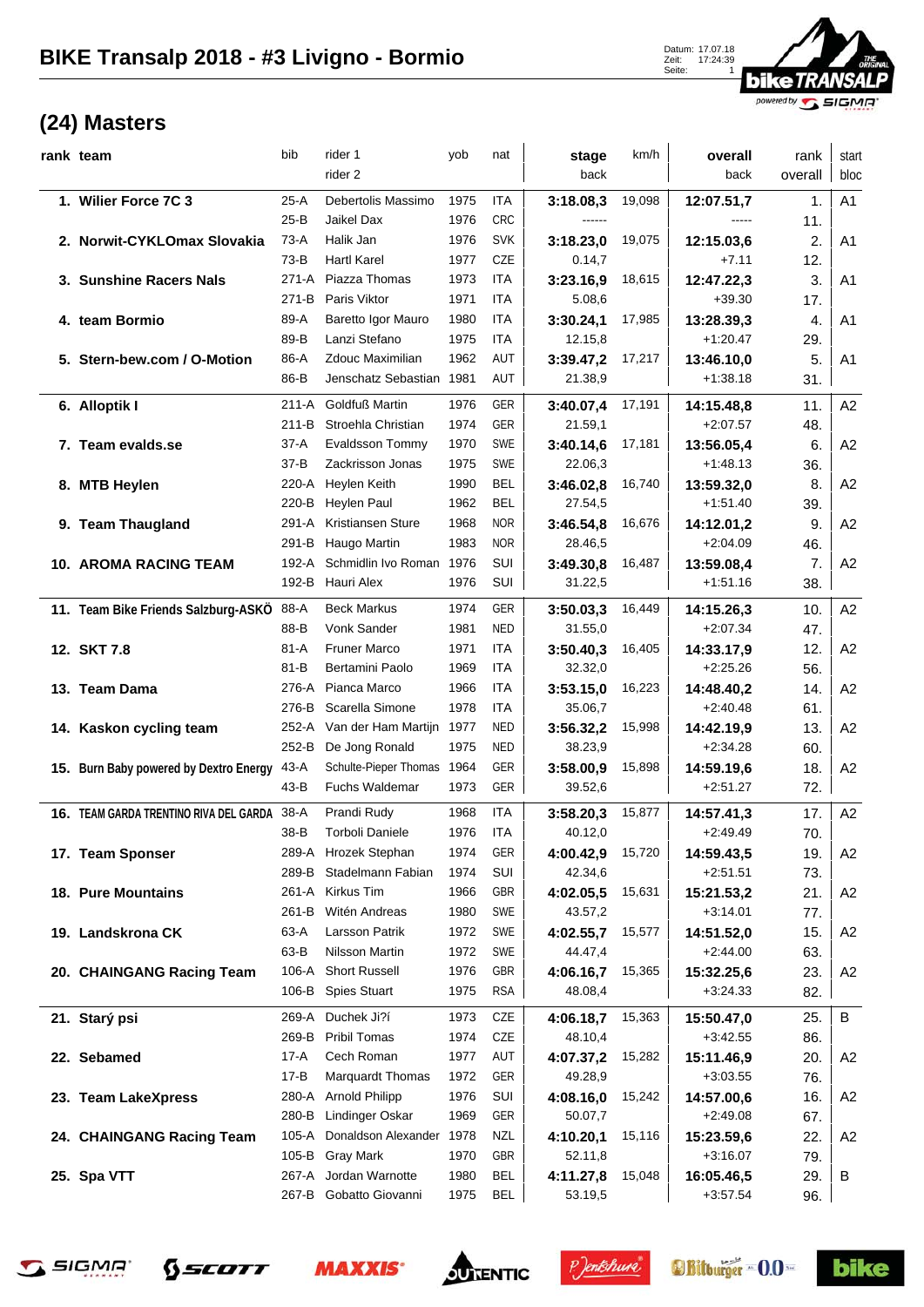# BIKE Transalp 2018 - #3 Livigno - Bormio

Datum: 17.07.18
Zeit: 17:24:39
Seite: 1

## (24) Masters

| rank | team | bib | rider 1 / rider 2 | yob | nat | stage / back | km/h | overall / back | rank overall | start bloc |
|---|---|---|---|---|---|---|---|---|---|---|
| 1. | Wilier Force 7C 3 | 25-A | Debertolis Massimo | 1975 | ITA | 3:18.08,3 | 19,098 | 12:07.51,7 | 1. | A1 |
| | | 25-B | Jaikel Dax | 1976 | CRC | ------ | | ----- | 11. | |
| 2. | Norwit-CYKLOmax Slovakia | 73-A | Halik Jan | 1976 | SVK | 3:18.23,0 | 19,075 | 12:15.03,6 | 2. | A1 |
| | | 73-B | Hartl Karel | 1977 | CZE | 0.14,7 | | +7.11 | 12. | |
| 3. | Sunshine Racers Nals | 271-A | Piazza Thomas | 1973 | ITA | 3:23.16,9 | 18,615 | 12:47.22,3 | 3. | A1 |
| | | 271-B | Paris Viktor | 1971 | ITA | 5.08,6 | | +39.30 | 17. | |
| 4. | team Bormio | 89-A | Baretto Igor Mauro | 1980 | ITA | 3:30.24,1 | 17,985 | 13:28.39,3 | 4. | A1 |
| | | 89-B | Lanzi Stefano | 1975 | ITA | 12.15,8 | | +1:20.47 | 29. | |
| 5. | Stern-bew.com / O-Motion | 86-A | Zdouc Maximilian | 1962 | AUT | 3:39.47,2 | 17,217 | 13:46.10,0 | 5. | A1 |
| | | 86-B | Jenschatz Sebastian | 1981 | AUT | 21.38,9 | | +1:38.18 | 31. | |
| 6. | Alloptik I | 211-A | Goldfuß Martin | 1976 | GER | 3:40.07,4 | 17,191 | 14:15.48,8 | 11. | A2 |
| | | 211-B | Stroehla Christian | 1974 | GER | 21.59,1 | | +2:07.57 | 48. | |
| 7. | Team evalds.se | 37-A | Evaldsson Tommy | 1970 | SWE | 3:40.14,6 | 17,181 | 13:56.05,4 | 6. | A2 |
| | | 37-B | Zackrisson Jonas | 1975 | SWE | 22.06,3 | | +1:48.13 | 36. | |
| 8. | MTB Heylen | 220-A | Heylen Keith | 1990 | BEL | 3:46.02,8 | 16,740 | 13:59.32,0 | 8. | A2 |
| | | 220-B | Heylen Paul | 1962 | BEL | 27.54,5 | | +1:51.40 | 39. | |
| 9. | Team Thaugland | 291-A | Kristiansen Sture | 1968 | NOR | 3:46.54,8 | 16,676 | 14:12.01,2 | 9. | A2 |
| | | 291-B | Haugo Martin | 1983 | NOR | 28.46,5 | | +2:04.09 | 46. | |
| 10. | AROMA RACING TEAM | 192-A | Schmidlin Ivo Roman | 1976 | SUI | 3:49.30,8 | 16,487 | 13:59.08,4 | 7. | A2 |
| | | 192-B | Hauri Alex | 1976 | SUI | 31.22,5 | | +1:51.16 | 38. | |
| 11. | Team Bike Friends Salzburg-ASKÖ | 88-A | Beck Markus | 1974 | GER | 3:50.03,3 | 16,449 | 14:15.26,3 | 10. | A2 |
| | | 88-B | Vonk Sander | 1981 | NED | 31.55,0 | | +2:07.34 | 47. | |
| 12. | SKT 7.8 | 81-A | Fruner Marco | 1971 | ITA | 3:50.40,3 | 16,405 | 14:33.17,9 | 12. | A2 |
| | | 81-B | Bertamini Paolo | 1969 | ITA | 32.32,0 | | +2:25.26 | 56. | |
| 13. | Team Dama | 276-A | Pianca Marco | 1966 | ITA | 3:53.15,0 | 16,223 | 14:48.40,2 | 14. | A2 |
| | | 276-B | Scarella Simone | 1978 | ITA | 35.06,7 | | +2:40.48 | 61. | |
| 14. | Kaskon cycling team | 252-A | Van der Ham Martijn | 1977 | NED | 3:56.32,2 | 15,998 | 14:42.19,9 | 13. | A2 |
| | | 252-B | De Jong Ronald | 1975 | NED | 38.23,9 | | +2:34.28 | 60. | |
| 15. | Burn Baby powered by Dextro Energy | 43-A | Schulte-Pieper Thomas | 1964 | GER | 3:58.00,9 | 15,898 | 14:59.19,6 | 18. | A2 |
| | | 43-B | Fuchs Waldemar | 1973 | GER | 39.52,6 | | +2:51.27 | 72. | |
| 16. | TEAM GARDA TRENTINO RIVA DEL GARDA | 38-A | Prandi Rudy | 1968 | ITA | 3:58.20,3 | 15,877 | 14:57.41,3 | 17. | A2 |
| | | 38-B | Torboli Daniele | 1976 | ITA | 40.12,0 | | +2:49.49 | 70. | |
| 17. | Team Sponser | 289-A | Hrozek Stephan | 1974 | GER | 4:00.42,9 | 15,720 | 14:59.43,5 | 19. | A2 |
| | | 289-B | Stadelmann Fabian | 1974 | SUI | 42.34,6 | | +2:51.51 | 73. | |
| 18. | Pure Mountains | 261-A | Kirkus Tim | 1966 | GBR | 4:02.05,5 | 15,631 | 15:21.53,2 | 21. | A2 |
| | | 261-B | Witén Andreas | 1980 | SWE | 43.57,2 | | +3:14.01 | 77. | |
| 19. | Landskrona CK | 63-A | Larsson Patrik | 1972 | SWE | 4:02.55,7 | 15,577 | 14:51.52,0 | 15. | A2 |
| | | 63-B | Nilsson Martin | 1972 | SWE | 44.47,4 | | +2:44.00 | 63. | |
| 20. | CHAINGANG Racing Team | 106-A | Short Russell | 1976 | GBR | 4:06.16,7 | 15,365 | 15:32.25,6 | 23. | A2 |
| | | 106-B | Spies Stuart | 1975 | RSA | 48.08,4 | | +3:24.33 | 82. | |
| 21. | Starý psi | 269-A | Duchek Ji?í | 1973 | CZE | 4:06.18,7 | 15,363 | 15:50.47,0 | 25. | B |
| | | 269-B | Pribil Tomas | 1974 | CZE | 48.10,4 | | +3:42.55 | 86. | |
| 22. | Sebamed | 17-A | Cech Roman | 1977 | AUT | 4:07.37,2 | 15,282 | 15:11.46,9 | 20. | A2 |
| | | 17-B | Marquardt Thomas | 1972 | GER | 49.28,9 | | +3:03.55 | 76. | |
| 23. | Team LakeXpress | 280-A | Arnold Philipp | 1976 | SUI | 4:08.16,0 | 15,242 | 14:57.00,6 | 16. | A2 |
| | | 280-B | Lindinger Oskar | 1969 | GER | 50.07,7 | | +2:49.08 | 67. | |
| 24. | CHAINGANG Racing Team | 105-A | Donaldson Alexander | 1978 | NZL | 4:10.20,1 | 15,116 | 15:23.59,6 | 22. | A2 |
| | | 105-B | Gray Mark | 1970 | GBR | 52.11,8 | | +3:16.07 | 79. | |
| 25. | Spa VTT | 267-A | Jordan Warnotte | 1980 | BEL | 4:11.27,8 | 15,048 | 16:05.46,5 | 29. | B |
| | | 267-B | Gobatto Giovanni | 1975 | BEL | 53.19,5 | | +3:57.54 | 96. | |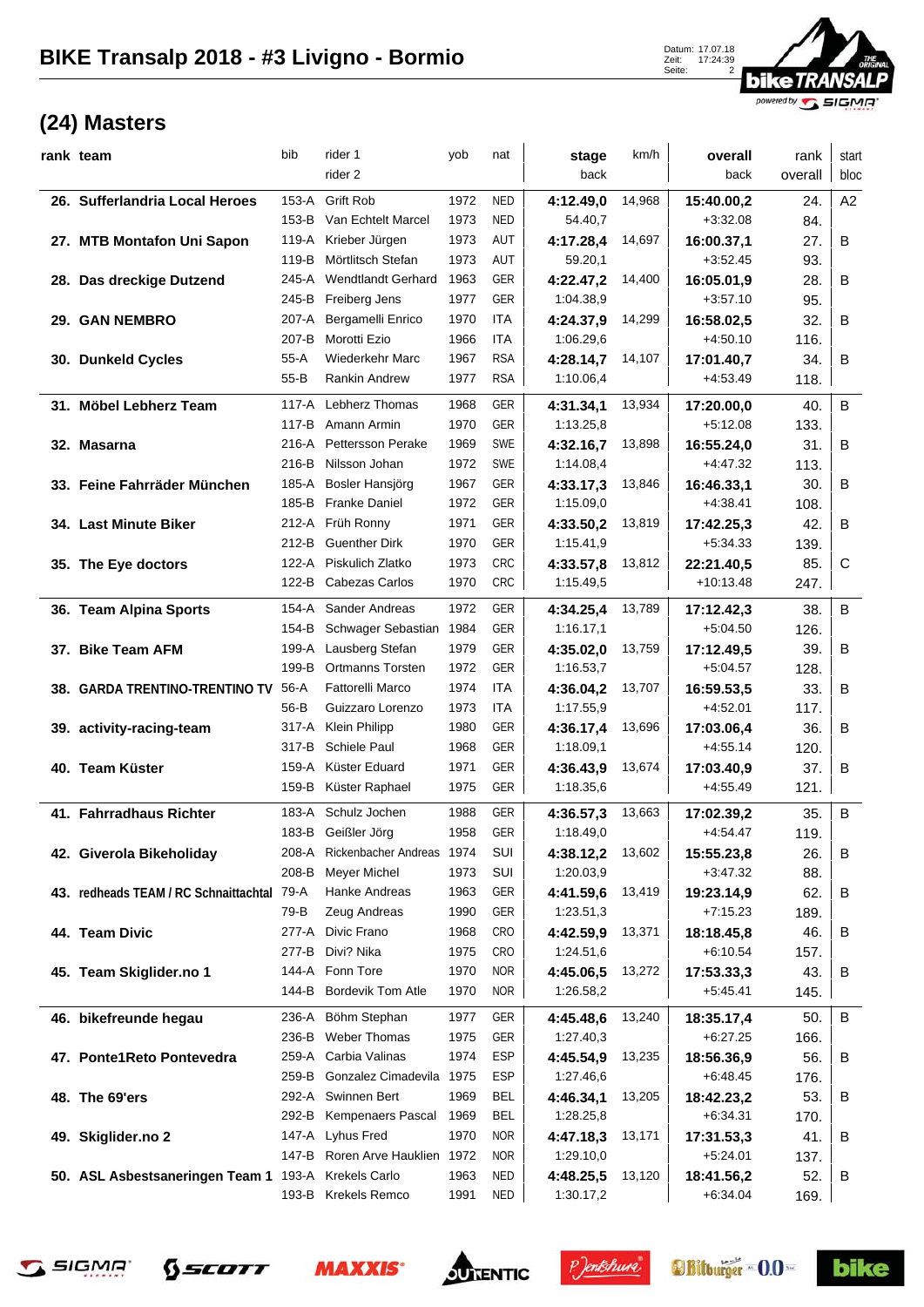# BIKE Transalp 2018 - #3 Livigno - Bormio

Datum: 17.07.18
Zeit: 17:24:39

## (24) Masters

| rank | team | bib | rider 1 / rider 2 | yob | nat | stage / back | km/h | overall / back | rank overall | start bloc |
|---|---|---|---|---|---|---|---|---|---|---|
| 26. | Sufferlandria Local Heroes | 153-A | Grift Rob | 1972 | NED | **4:12.49,0** | 14,968 | **15:40.00,2** | 24. | A2 |
| | | 153-B | Van Echtelt Marcel | 1973 | NED | 54.40,7 | | +3:32.08 | 84. | |
| 27. | MTB Montafon Uni Sapon | 119-A | Krieber Jürgen | 1973 | AUT | **4:17.28,4** | 14,697 | **16:00.37,1** | 27. | B |
| | | 119-B | Mörtlitsch Stefan | 1973 | AUT | 59.20,1 | | +3:52.45 | 93. | |
| 28. | Das dreckige Dutzend | 245-A | Wendtlandt Gerhard | 1963 | GER | **4:22.47,2** | 14,400 | **16:05.01,9** | 28. | B |
| | | 245-B | Freiberg Jens | 1977 | GER | 1:04.38,9 | | +3:57.10 | 95. | |
| 29. | GAN NEMBRO | 207-A | Bergamelli Enrico | 1970 | ITA | **4:24.37,9** | 14,299 | **16:58.02,5** | 32. | B |
| | | 207-B | Morotti Ezio | 1966 | ITA | 1:06.29,6 | | +4:50.10 | 116. | |
| 30. | Dunkeld Cycles | 55-A | Wiederkehr Marc | 1967 | RSA | **4:28.14,7** | 14,107 | **17:01.40,7** | 34. | B |
| | | 55-B | Rankin Andrew | 1977 | RSA | 1:10.06,4 | | +4:53.49 | 118. | |
| 31. | Möbel Lebherz Team | 117-A | Lebherz Thomas | 1968 | GER | **4:31.34,1** | 13,934 | **17:20.00,0** | 40. | B |
| | | 117-B | Amann Armin | 1970 | GER | 1:13.25,8 | | +5:12.08 | 133. | |
| 32. | Masarna | 216-A | Pettersson Perake | 1969 | SWE | **4:32.16,7** | 13,898 | **16:55.24,0** | 31. | B |
| | | 216-B | Nilsson Johan | 1972 | SWE | 1:14.08,4 | | +4:47.32 | 113. | |
| 33. | Feine Fahrräder München | 185-A | Bosler Hansjörg | 1967 | GER | **4:33.17,3** | 13,846 | **16:46.33,1** | 30. | B |
| | | 185-B | Franke Daniel | 1972 | GER | 1:15.09,0 | | +4:38.41 | 108. | |
| 34. | Last Minute Biker | 212-A | Früh Ronny | 1971 | GER | **4:33.50,2** | 13,819 | **17:42.25,3** | 42. | B |
| | | 212-B | Guenther Dirk | 1970 | GER | 1:15.41,9 | | +5:34.33 | 139. | |
| 35. | The Eye doctors | 122-A | Piskulich Zlatko | 1973 | CRC | **4:33.57,8** | 13,812 | **22:21.40,5** | 85. | C |
| | | 122-B | Cabezas Carlos | 1970 | CRC | 1:15.49,5 | | +10:13.48 | 247. | |
| 36. | Team Alpina Sports | 154-A | Sander Andreas | 1972 | GER | **4:34.25,4** | 13,789 | **17:12.42,3** | 38. | B |
| | | 154-B | Schwager Sebastian | 1984 | GER | 1:16.17,1 | | +5:04.50 | 126. | |
| 37. | Bike Team AFM | 199-A | Lausberg Stefan | 1979 | GER | **4:35.02,0** | 13,759 | **17:12.49,5** | 39. | B |
| | | 199-B | Ortmanns Torsten | 1972 | GER | 1:16.53,7 | | +5:04.57 | 128. | |
| 38. | GARDA TRENTINO-TRENTINO TV | 56-A | Fattorelli Marco | 1974 | ITA | **4:36.04,2** | 13,707 | **16:59.53,5** | 33. | B |
| | | 56-B | Guizzaro Lorenzo | 1973 | ITA | 1:17.55,9 | | +4:52.01 | 117. | |
| 39. | activity-racing-team | 317-A | Klein Philipp | 1980 | GER | **4:36.17,4** | 13,696 | **17:03.06,4** | 36. | B |
| | | 317-B | Schiele Paul | 1968 | GER | 1:18.09,1 | | +4:55.14 | 120. | |
| 40. | Team Küster | 159-A | Küster Eduard | 1971 | GER | **4:36.43,9** | 13,674 | **17:03.40,9** | 37. | B |
| | | 159-B | Küster Raphael | 1975 | GER | 1:18.35,6 | | +4:55.49 | 121. | |
| 41. | Fahrradhaus Richter | 183-A | Schulz Jochen | 1988 | GER | **4:36.57,3** | 13,663 | **17:02.39,2** | 35. | B |
| | | 183-B | Geißler Jörg | 1958 | GER | 1:18.49,0 | | +4:54.47 | 119. | |
| 42. | Giverola Bikeholiday | 208-A | Rickenbacher Andreas | 1974 | SUI | **4:38.12,2** | 13,602 | **15:55.23,8** | 26. | B |
| | | 208-B | Meyer Michel | 1973 | SUI | 1:20.03,9 | | +3:47.32 | 88. | |
| 43. | redheads TEAM / RC Schnaittachtal | 79-A | Hanke Andreas | 1963 | GER | **4:41.59,6** | 13,419 | **19:23.14,9** | 62. | B |
| | | 79-B | Zeug Andreas | 1990 | GER | 1:23.51,3 | | +7:15.23 | 189. | |
| 44. | Team Divic | 277-A | Divic Frano | 1968 | CRO | **4:42.59,9** | 13,371 | **18:18.45,8** | 46. | B |
| | | 277-B | Divi? Nika | 1975 | CRO | 1:24.51,6 | | +6:10.54 | 157. | |
| 45. | Team Skiglider.no 1 | 144-A | Fonn Tore | 1970 | NOR | **4:45.06,5** | 13,272 | **17:53.33,3** | 43. | B |
| | | 144-B | Bordevik Tom Atle | 1970 | NOR | 1:26.58,2 | | +5:45.41 | 145. | |
| 46. | bikefreunde hegau | 236-A | Böhm Stephan | 1977 | GER | **4:45.48,6** | 13,240 | **18:35.17,4** | 50. | B |
| | | 236-B | Weber Thomas | 1975 | GER | 1:27.40,3 | | +6:27.25 | 166. | |
| 47. | Ponte1Reto Pontevedra | 259-A | Carbia Valinas | 1974 | ESP | **4:45.54,9** | 13,235 | **18:56.36,9** | 56. | B |
| | | 259-B | Gonzalez Cimadevila | 1975 | ESP | 1:27.46,6 | | +6:48.45 | 176. | |
| 48. | The 69'ers | 292-A | Swinnen Bert | 1969 | BEL | **4:46.34,1** | 13,205 | **18:42.23,2** | 53. | B |
| | | 292-B | Kempenaers Pascal | 1969 | BEL | 1:28.25,8 | | +6:34.31 | 170. | |
| 49. | Skiglider.no 2 | 147-A | Lyhus Fred | 1970 | NOR | **4:47.18,3** | 13,171 | **17:31.53,3** | 41. | B |
| | | 147-B | Roren Arve Hauklien | 1972 | NOR | 1:29.10,0 | | +5:24.01 | 137. | |
| 50. | ASL Asbestsaneringen Team 1 | 193-A | Krekels Carlo | 1963 | NED | **4:48.25,5** | 13,120 | **18:41.56,2** | 52. | B |
| | | 193-B | Krekels Remco | 1991 | NED | 1:30.17,2 | | +6:34.04 | 169. | |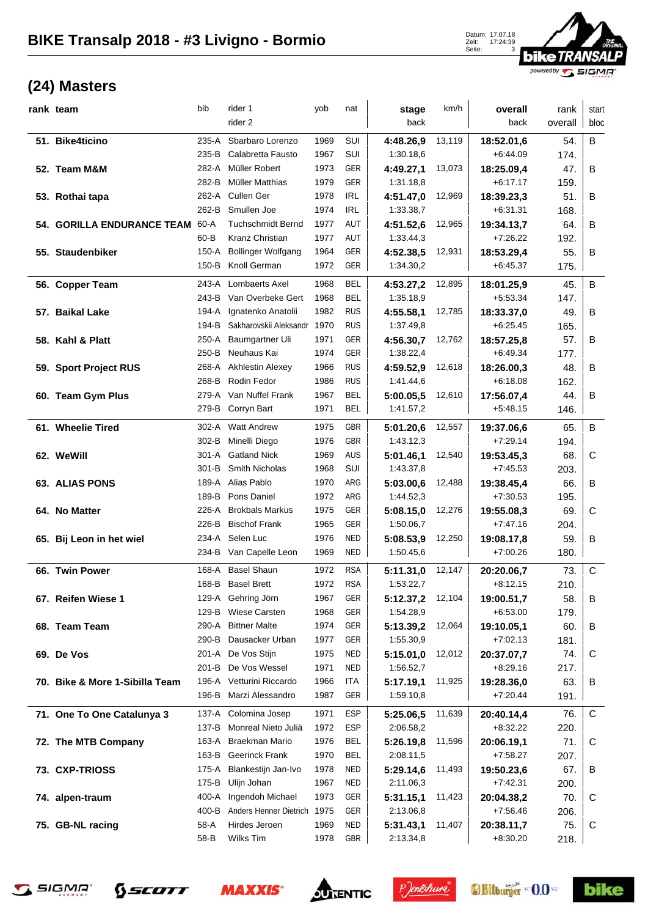# BIKE Transalp 2018 - #3 Livigno - Bormio

Datum: 17.07.18
Zeit: 17:24:39

## (24) Masters

| rank | team | bib | rider 1 / rider 2 | yob | nat | stage / back | km/h | overall / back | rank overall | start bloc |
|---|---|---|---|---|---|---|---|---|---|---|
| 51. | Bike4ticino | 235-A | Sbarbaro Lorenzo | 1969 | SUI | **4:48.26,9** | 13,119 | **18:52.01,6** | 54. | B |
| | | 235-B | Calabretta Fausto | 1967 | SUI | 1:30.18,6 | | +6:44.09 | 174. | |
| 52. | Team M&M | 282-A | Müller Robert | 1973 | GER | **4:49.27,1** | 13,073 | **18:25.09,4** | 47. | B |
| | | 282-B | Müller Matthias | 1979 | GER | 1:31.18,8 | | +6:17.17 | 159. | |
| 53. | Rothai tapa | 262-A | Cullen Ger | 1978 | IRL | **4:51.47,0** | 12,969 | **18:39.23,3** | 51. | B |
| | | 262-B | Smullen Joe | 1974 | IRL | 1:33.38,7 | | +6:31.31 | 168. | |
| 54. | GORILLA ENDURANCE TEAM | 60-A | Tuchschmidt Bernd | 1977 | AUT | **4:51.52,6** | 12,965 | **19:34.13,7** | 64. | B |
| | | 60-B | Kranz Christian | 1977 | AUT | 1:33.44,3 | | +7:26.22 | 192. | |
| 55. | Staudenbiker | 150-A | Bollinger Wolfgang | 1964 | GER | **4:52.38,5** | 12,931 | **18:53.29,4** | 55. | B |
| | | 150-B | Knoll German | 1972 | GER | 1:34.30,2 | | +6:45.37 | 175. | |
| 56. | Copper Team | 243-A | Lombaerts Axel | 1968 | BEL | **4:53.27,2** | 12,895 | **18:01.25,9** | 45. | B |
| | | 243-B | Van Overbeke Gert | 1968 | BEL | 1:35.18,9 | | +5:53.34 | 147. | |
| 57. | Baikal Lake | 194-A | Ignatenko Anatolii | 1982 | RUS | **4:55.58,1** | 12,785 | **18:33.37,0** | 49. | B |
| | | 194-B | Sakharovskii Aleksandr | 1970 | RUS | 1:37.49,8 | | +6:25.45 | 165. | |
| 58. | Kahl & Platt | 250-A | Baumgartner Uli | 1971 | GER | **4:56.30,7** | 12,762 | **18:57.25,8** | 57. | B |
| | | 250-B | Neuhaus Kai | 1974 | GER | 1:38.22,4 | | +6:49.34 | 177. | |
| 59. | Sport Project RUS | 268-A | Akhlestin Alexey | 1966 | RUS | **4:59.52,9** | 12,618 | **18:26.00,3** | 48. | B |
| | | 268-B | Rodin Fedor | 1986 | RUS | 1:41.44,6 | | +6:18.08 | 162. | |
| 60. | Team Gym Plus | 279-A | Van Nuffel Frank | 1967 | BEL | **5:00.05,5** | 12,610 | **17:56.07,4** | 44. | B |
| | | 279-B | Corryn Bart | 1971 | BEL | 1:41.57,2 | | +5:48.15 | 146. | |
| 61. | Wheelie Tired | 302-A | Watt Andrew | 1975 | GBR | **5:01.20,6** | 12,557 | **19:37.06,6** | 65. | B |
| | | 302-B | Minelli Diego | 1976 | GBR | 1:43.12,3 | | +7:29.14 | 194. | |
| 62. | WeWill | 301-A | Gatland Nick | 1969 | AUS | **5:01.46,1** | 12,540 | **19:53.45,3** | 68. | C |
| | | 301-B | Smith Nicholas | 1968 | SUI | 1:43.37,8 | | +7:45.53 | 203. | |
| 63. | ALIAS PONS | 189-A | Alias Pablo | 1970 | ARG | **5:03.00,6** | 12,488 | **19:38.45,4** | 66. | B |
| | | 189-B | Pons Daniel | 1972 | ARG | 1:44.52,3 | | +7:30.53 | 195. | |
| 64. | No Matter | 226-A | Brokbals Markus | 1975 | GER | **5:08.15,0** | 12,276 | **19:55.08,3** | 69. | C |
| | | 226-B | Bischof Frank | 1965 | GER | 1:50.06,7 | | +7:47.16 | 204. | |
| 65. | Bij Leon in het wiel | 234-A | Selen Luc | 1976 | NED | **5:08.53,9** | 12,250 | **19:08.17,8** | 59. | B |
| | | 234-B | Van Capelle Leon | 1969 | NED | 1:50.45,6 | | +7:00.26 | 180. | |
| 66. | Twin Power | 168-A | Basel Shaun | 1972 | RSA | **5:11.31,0** | 12,147 | **20:20.06,7** | 73. | C |
| | | 168-B | Basel Brett | 1972 | RSA | 1:53.22,7 | | +8:12.15 | 210. | |
| 67. | Reifen Wiese 1 | 129-A | Gehring Jörn | 1967 | GER | **5:12.37,2** | 12,104 | **19:00.51,7** | 58. | B |
| | | 129-B | Wiese Carsten | 1968 | GER | 1:54.28,9 | | +6:53.00 | 179. | |
| 68. | Team Team | 290-A | Bittner Malte | 1974 | GER | **5:13.39,2** | 12,064 | **19:10.05,1** | 60. | B |
| | | 290-B | Dausacker Urban | 1977 | GER | 1:55.30,9 | | +7:02.13 | 181. | |
| 69. | De Vos | 201-A | De Vos Stijn | 1975 | NED | **5:15.01,0** | 12,012 | **20:37.07,7** | 74. | C |
| | | 201-B | De Vos Wessel | 1971 | NED | 1:56.52,7 | | +8:29.16 | 217. | |
| 70. | Bike & More 1-Sibilla Team | 196-A | Vetturini Riccardo | 1966 | ITA | **5:17.19,1** | 11,925 | **19:28.36,0** | 63. | B |
| | | 196-B | Marzi Alessandro | 1987 | GER | 1:59.10,8 | | +7:20.44 | 191. | |
| 71. | One To One Catalunya 3 | 137-A | Colomina Josep | 1971 | ESP | **5:25.06,5** | 11,639 | **20:40.14,4** | 76. | C |
| | | 137-B | Monreal Nieto Julià | 1972 | ESP | 2:06.58,2 | | +8:32.22 | 220. | |
| 72. | The MTB Company | 163-A | Braekman Mario | 1976 | BEL | **5:26.19,8** | 11,596 | **20:06.19,1** | 71. | C |
| | | 163-B | Geerinck Frank | 1970 | BEL | 2:08.11,5 | | +7:58.27 | 207. | |
| 73. | CXP-TRIOSS | 175-A | Blankestijn Jan-Ivo | 1978 | NED | **5:29.14,6** | 11,493 | **19:50.23,6** | 67. | B |
| | | 175-B | Ulijn Johan | 1967 | NED | 2:11.06,3 | | +7:42.31 | 200. | |
| 74. | alpen-traum | 400-A | Ingendoh Michael | 1973 | GER | **5:31.15,1** | 11,423 | **20:04.38,2** | 70. | C |
| | | 400-B | Anders Henner Dietrich | 1975 | GER | 2:13.06,8 | | +7:56.46 | 206. | |
| 75. | GB-NL racing | 58-A | Hirdes Jeroen | 1969 | NED | **5:31.43,1** | 11,407 | **20:38.11,7** | 75. | C |
| | | 58-B | Wilks Tim | 1978 | GBR | 2:13.34,8 | | +8:30.20 | 218. | |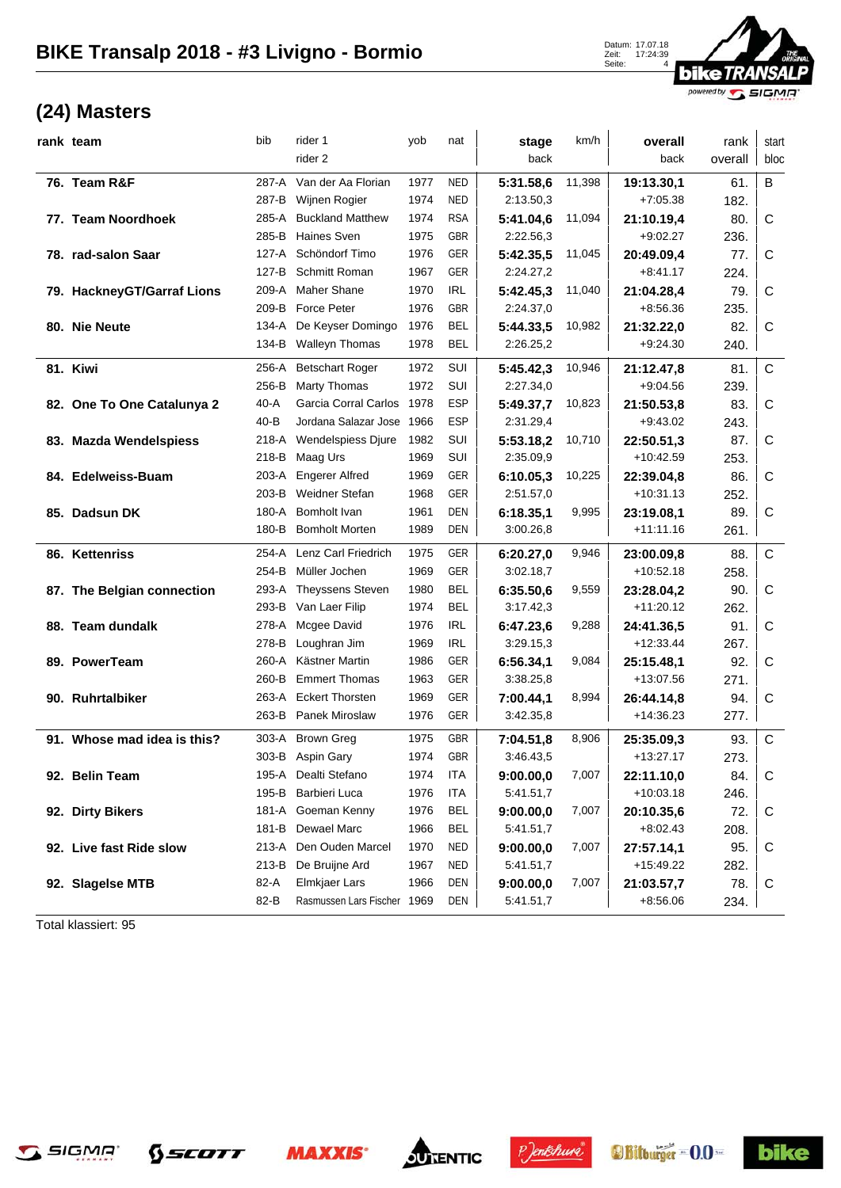# BIKE Transalp 2018 - #3 Livigno - Bormio

Datum: 17.07.18
Zeit: 17:24:39
Seite: 4

## (24) Masters

| rank | team | bib | rider 1 / rider 2 | yob | nat | stage / back | km/h | overall / back | rank overall | start bloc |
|---|---|---|---|---|---|---|---|---|---|---|
| 76. | **Team R&F** | 287-A | Van der Aa Florian | 1977 | NED | **5:31.58,6** | 11,398 | **19:13.30,1** | 61. | B |
| | | 287-B | Wijnen Rogier | 1974 | NED | 2:13.50,3 | | +7:05.38 | 182. | |
| 77. | **Team Noordhoek** | 285-A | Buckland Matthew | 1974 | RSA | **5:41.04,6** | 11,094 | **21:10.19,4** | 80. | C |
| | | 285-B | Haines Sven | 1975 | GBR | 2:22.56,3 | | +9:02.27 | 236. | |
| 78. | **rad-salon Saar** | 127-A | Schöndorf Timo | 1976 | GER | **5:42.35,5** | 11,045 | **20:49.09,4** | 77. | C |
| | | 127-B | Schmitt Roman | 1967 | GER | 2:24.27,2 | | +8:41.17 | 224. | |
| 79. | **HackneyGT/Garraf Lions** | 209-A | Maher Shane | 1970 | IRL | **5:42.45,3** | 11,040 | **21:04.28,4** | 79. | C |
| | | 209-B | Force Peter | 1976 | GBR | 2:24.37,0 | | +8:56.36 | 235. | |
| 80. | **Nie Neute** | 134-A | De Keyser Domingo | 1976 | BEL | **5:44.33,5** | 10,982 | **21:32.22,0** | 82. | C |
| | | 134-B | Walleyn Thomas | 1978 | BEL | 2:26.25,2 | | +9:24.30 | 240. | |
| 81. | **Kiwi** | 256-A | Betschart Roger | 1972 | SUI | **5:45.42,3** | 10,946 | **21:12.47,8** | 81. | C |
| | | 256-B | Marty Thomas | 1972 | SUI | 2:27.34,0 | | +9:04.56 | 239. | |
| 82. | **One To One Catalunya 2** | 40-A | Garcia Corral Carlos | 1978 | ESP | **5:49.37,7** | 10,823 | **21:50.53,8** | 83. | C |
| | | 40-B | Jordana Salazar Jose | 1966 | ESP | 2:31.29,4 | | +9:43.02 | 243. | |
| 83. | **Mazda Wendelspiess** | 218-A | Wendelspiess Djure | 1982 | SUI | **5:53.18,2** | 10,710 | **22:50.51,3** | 87. | C |
| | | 218-B | Maag Urs | 1969 | SUI | 2:35.09,9 | | +10:42.59 | 253. | |
| 84. | **Edelweiss-Buam** | 203-A | Engerer Alfred | 1969 | GER | **6:10.05,3** | 10,225 | **22:39.04,8** | 86. | C |
| | | 203-B | Weidner Stefan | 1968 | GER | 2:51.57,0 | | +10:31.13 | 252. | |
| 85. | **Dadsun DK** | 180-A | Bomholt Ivan | 1961 | DEN | **6:18.35,1** | 9,995 | **23:19.08,1** | 89. | C |
| | | 180-B | Bomholt Morten | 1989 | DEN | 3:00.26,8 | | +11:11.16 | 261. | |
| 86. | **Kettenriss** | 254-A | Lenz Carl Friedrich | 1975 | GER | **6:20.27,0** | 9,946 | **23:00.09,8** | 88. | C |
| | | 254-B | Müller Jochen | 1969 | GER | 3:02.18,7 | | +10:52.18 | 258. | |
| 87. | **The Belgian connection** | 293-A | Theyssens Steven | 1980 | BEL | **6:35.50,6** | 9,559 | **23:28.04,2** | 90. | C |
| | | 293-B | Van Laer Filip | 1974 | BEL | 3:17.42,3 | | +11:20.12 | 262. | |
| 88. | **Team dundalk** | 278-A | Mcgee David | 1976 | IRL | **6:47.23,6** | 9,288 | **24:41.36,5** | 91. | C |
| | | 278-B | Loughran Jim | 1969 | IRL | 3:29.15,3 | | +12:33.44 | 267. | |
| 89. | **PowerTeam** | 260-A | Kästner Martin | 1986 | GER | **6:56.34,1** | 9,084 | **25:15.48,1** | 92. | C |
| | | 260-B | Emmert Thomas | 1963 | GER | 3:38.25,8 | | +13:07.56 | 271. | |
| 90. | **Ruhrtalbiker** | 263-A | Eckert Thorsten | 1969 | GER | **7:00.44,1** | 8,994 | **26:44.14,8** | 94. | C |
| | | 263-B | Panek Miroslaw | 1976 | GER | 3:42.35,8 | | +14:36.23 | 277. | |
| 91. | **Whose mad idea is this?** | 303-A | Brown Greg | 1975 | GBR | **7:04.51,8** | 8,906 | **25:35.09,3** | 93. | C |
| | | 303-B | Aspin Gary | 1974 | GBR | 3:46.43,5 | | +13:27.17 | 273. | |
| 92. | **Belin Team** | 195-A | Dealti Stefano | 1974 | ITA | **9:00.00,0** | 7,007 | **22:11.10,0** | 84. | C |
| | | 195-B | Barbieri Luca | 1976 | ITA | 5:41.51,7 | | +10:03.18 | 246. | |
| 92. | **Dirty Bikers** | 181-A | Goeman Kenny | 1976 | BEL | **9:00.00,0** | 7,007 | **20:10.35,6** | 72. | C |
| | | 181-B | Dewael Marc | 1966 | BEL | 5:41.51,7 | | +8:02.43 | 208. | |
| 92. | **Live fast Ride slow** | 213-A | Den Ouden Marcel | 1970 | NED | **9:00.00,0** | 7,007 | **27:57.14,1** | 95. | C |
| | | 213-B | De Bruijne Ard | 1967 | NED | 5:41.51,7 | | +15:49.22 | 282. | |
| 92. | **Slagelse MTB** | 82-A | Elmkjaer Lars | 1966 | DEN | **9:00.00,0** | 7,007 | **21:03.57,7** | 78. | C |
| | | 82-B | Rasmussen Lars Fischer | 1969 | DEN | 5:41.51,7 | | +8:56.06 | 234. | |

Total klassiert: 95